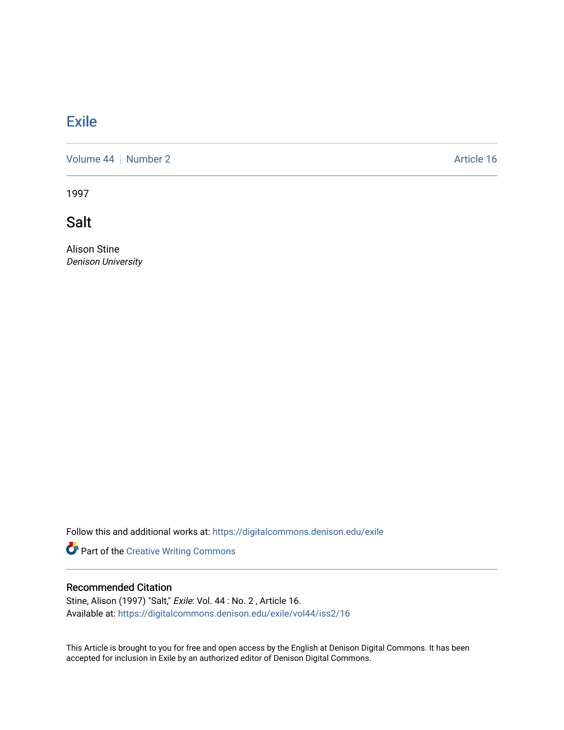# Exile

Volume 44 | Number 2 | Article 16

1997

## Salt

Alison Stine
*Denison University*

Follow this and additional works at: https://digitalcommons.denison.edu/exile

Part of the Creative Writing Commons

### Recommended Citation

Stine, Alison (1997) "Salt," *Exile*: Vol. 44 : No. 2 , Article 16.
Available at: https://digitalcommons.denison.edu/exile/vol44/iss2/16

This Article is brought to you for free and open access by the English at Denison Digital Commons. It has been accepted for inclusion in Exile by an authorized editor of Denison Digital Commons.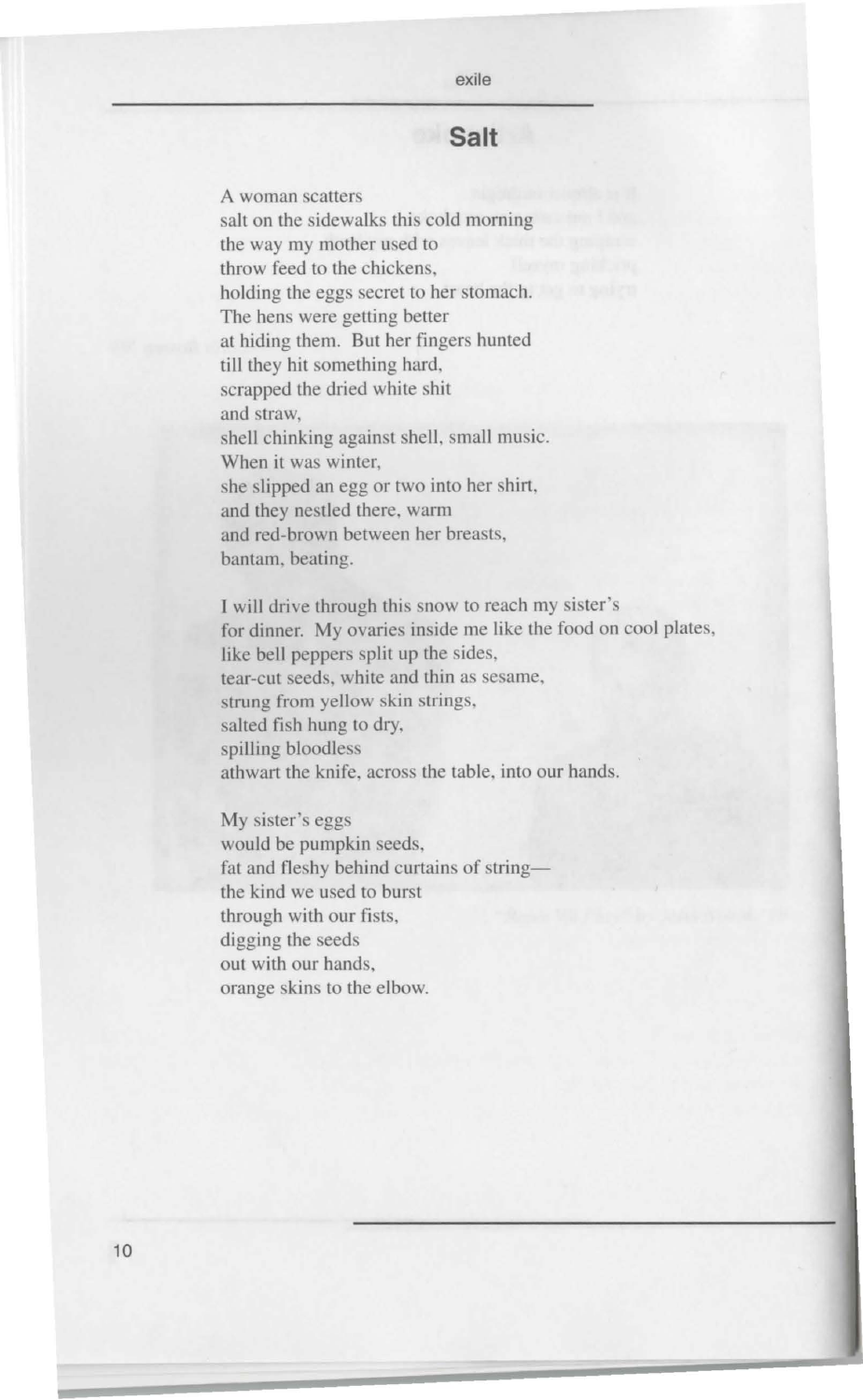# Salt

A woman scatters
salt on the sidewalks this cold morning
the way my mother used to
throw feed to the chickens,
holding the eggs secret to her stomach.
The hens were getting better
at hiding them. But her fingers hunted
till they hit something hard,
scrapped the dried white shit
and straw,
shell chinking against shell, small music.
When it was winter,
she slipped an egg or two into her shirt,
and they nestled there, warm
and red-brown between her breasts,
bantam, beating.

I will drive through this snow to reach my sister's
for dinner. My ovaries inside me like the food on cool plates,
like bell peppers split up the sides,
tear-cut seeds, white and thin as sesame,
strung from yellow skin strings,
salted fish hung to dry,
spilling bloodless
athwart the knife, across the table, into our hands.

My sister's eggs
would be pumpkin seeds,
fat and fleshy behind curtains of string—
the kind we used to burst
through with our fists,
digging the seeds
out with our hands,
orange skins to the elbow.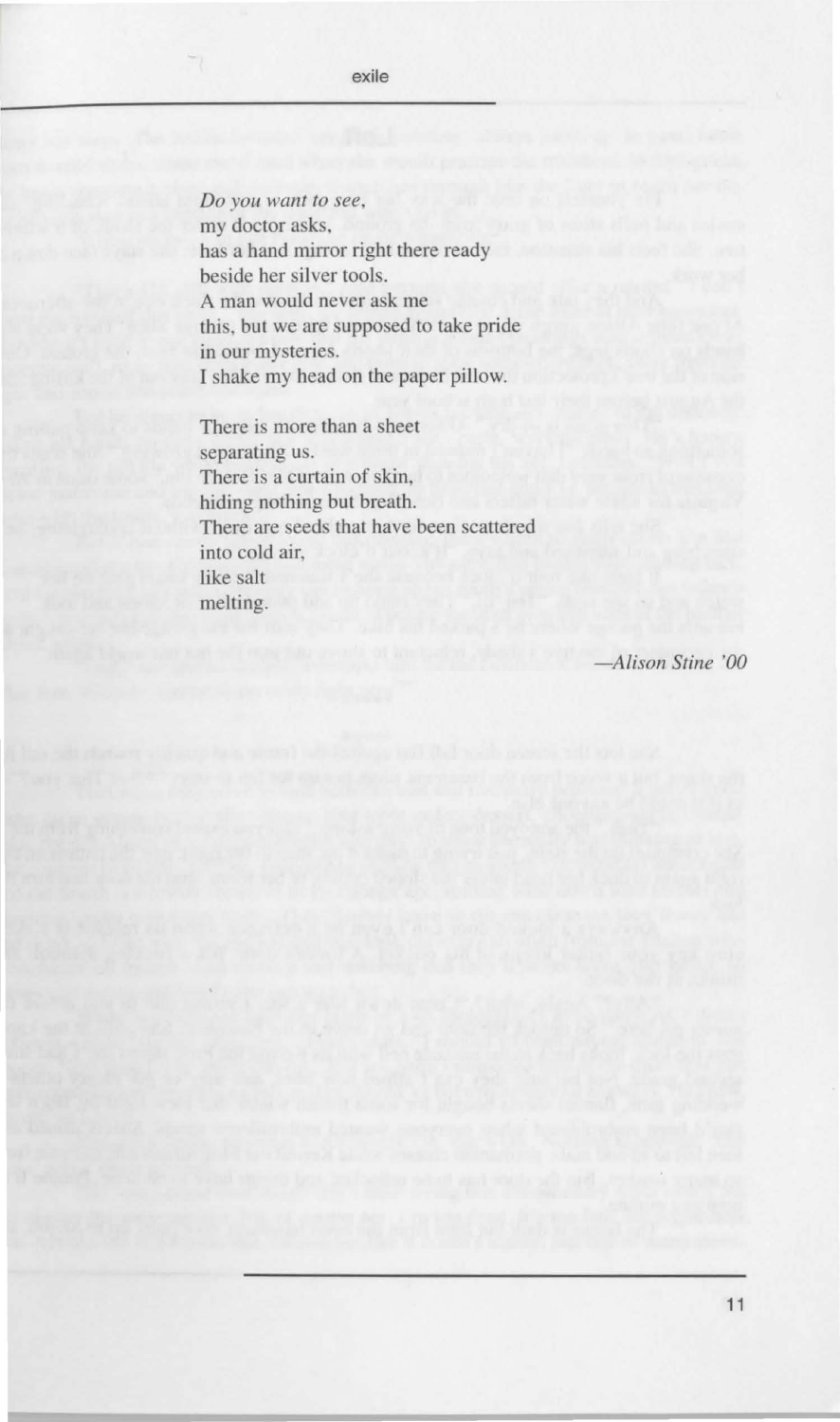*Do you want to see,*
my doctor asks,
has a hand mirror right there ready
beside her silver tools.
A man would never ask me
this, but we are supposed to take pride
in our mysteries.
I shake my head on the paper pillow.

There is more than a sheet
separating us.
There is a curtain of skin,
hiding nothing but breath.
There are seeds that have been scattered
into cold air,
like salt
melting.

*—Alison Stine '00*